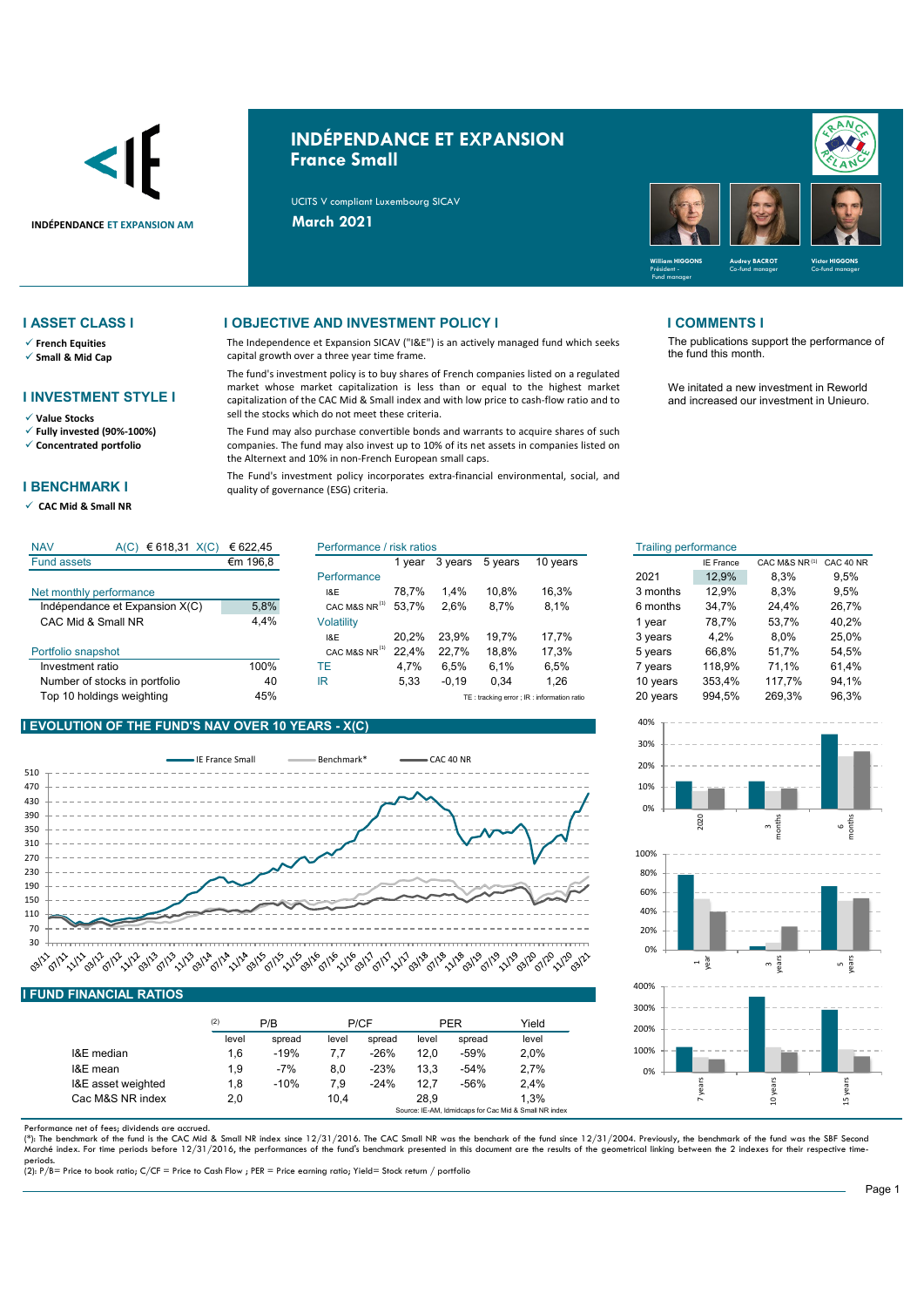INDÉPENDANCE ET EXPANSION AM

# INDÉPENDANCE ET EXPANSION
## France Small

UCITS V compliant Luxembourg SICAV

**March 2021**

William HIGGONS – Président - Fund manager; Audrey BACROT – Co-fund manager; Victor HIGGONS – Co-fund manager

## I ASSET CLASS I

- ✓ French Equities
- ✓ Small & Mid Cap

## I INVESTMENT STYLE I

- ✓ Value Stocks
- ✓ Fully invested (90%-100%)
- ✓ Concentrated portfolio

## I BENCHMARK I

- ✓ CAC Mid & Small NR

## I OBJECTIVE AND INVESTMENT POLICY I

The Independence et Expansion SICAV ("I&E") is an actively managed fund which seeks capital growth over a three year time frame.

The fund's investment policy is to buy shares of French companies listed on a regulated market whose market capitalization is less than or equal to the highest market capitalization of the CAC Mid & Small index and with low price to cash-flow ratio and to sell the stocks which do not meet these criteria.

The Fund may also purchase convertible bonds and warrants to acquire shares of such companies. The fund may also invest up to 10% of its net assets in companies listed on the Alternext and 10% in non-French European small caps.

The Fund's investment policy incorporates extra-financial environmental, social, and quality of governance (ESG) criteria.

## I COMMENTS I

The publications support the performance of the fund this month.

We initated a new investment in Reworld and increased our investment in Unieuro.

| NAV | A(C) € 618,31 | X(C) € 622,45 |
|---|---|---|
| Fund assets | | €m 196,8 |
| **Net monthly performance** | | |
| Indépendance et Expansion X(C) | | 5,8% |
| CAC Mid & Small NR | | 4,4% |
| **Portfolio snapshot** | | |
| Investment ratio | | 100% |
| Number of stocks in portfolio | | 40 |
| Top 10 holdings weighting | | 45% |

| Performance / risk ratios | 1 year | 3 years | 5 years | 10 years |
|---|---|---|---|---|
| **Performance** | | | | |
| I&E | 78,7% | 1,4% | 10,8% | 16,3% |
| CAC M&S NR [1] | 53,7% | 2,6% | 8,7% | 8,1% |
| **Volatility** | | | | |
| I&E | 20,2% | 23,9% | 19,7% | 17,7% |
| CAC M&S NR [1] | 22,4% | 22,7% | 18,8% | 17,3% |
| TE | 4,7% | 6,5% | 6,1% | 6,5% |
| IR | 5,33 | -0,19 | 0,34 | 1,26 |

TE : tracking error ; IR : information ratio

| Trailing performance | IE France | CAC M&S NR [1] | CAC 40 NR |
|---|---|---|---|
| 2021 | 12,9% | 8,3% | 9,5% |
| 3 months | 12,9% | 8,3% | 9,5% |
| 6 months | 34,7% | 24,4% | 26,7% |
| 1 year | 78,7% | 53,7% | 40,2% |
| 3 years | 4,2% | 8,0% | 25,0% |
| 5 years | 66,8% | 51,7% | 54,5% |
| 7 years | 118,9% | 71,1% | 61,4% |
| 10 years | 353,4% | 117,7% | 94,1% |
| 20 years | 994,5% | 269,3% | 96,3% |

## I EVOLUTION OF THE FUND'S NAV OVER 10 YEARS - X(C)

## I FUND FINANCIAL RATIOS

| [2] | P/B | | P/CF | | PER | | Yield |
|---|---|---|---|---|---|---|---|
| | level | spread | level | spread | level | spread | level |
| I&E median | 1,6 | -19% | 7,7 | -26% | 12,0 | -59% | 2,0% |
| I&E mean | 1,9 | -7% | 8,0 | -23% | 13,3 | -54% | 2,7% |
| I&E asset weighted | 1,8 | -10% | 7,9 | -24% | 12,7 | -56% | 2,4% |
| Cac M&S NR index | 2,0 | | 10,4 | | 28,9 | | 1,3% |

Source: IE-AM, Idmidcaps for Cac Mid & Small NR index

Performance net of fees; dividends are accrued.

(*): The benchmark of the fund is the CAC Mid & Small NR index since 12/31/2016. The CAC Small NR was the benchark of the fund since 12/31/2004. Previously, the benchmark of the fund was the SBF Second Marché index. For time periods before 12/31/2016, the performances of the fund's benchmark presented in this document are the results of the geometrical linking between the 2 indexes for their respective time-periods.

(2): P/B= Price to book ratio; C/CF = Price to Cash Flow ; PER = Price earning ratio; Yield= Stock return / portfolio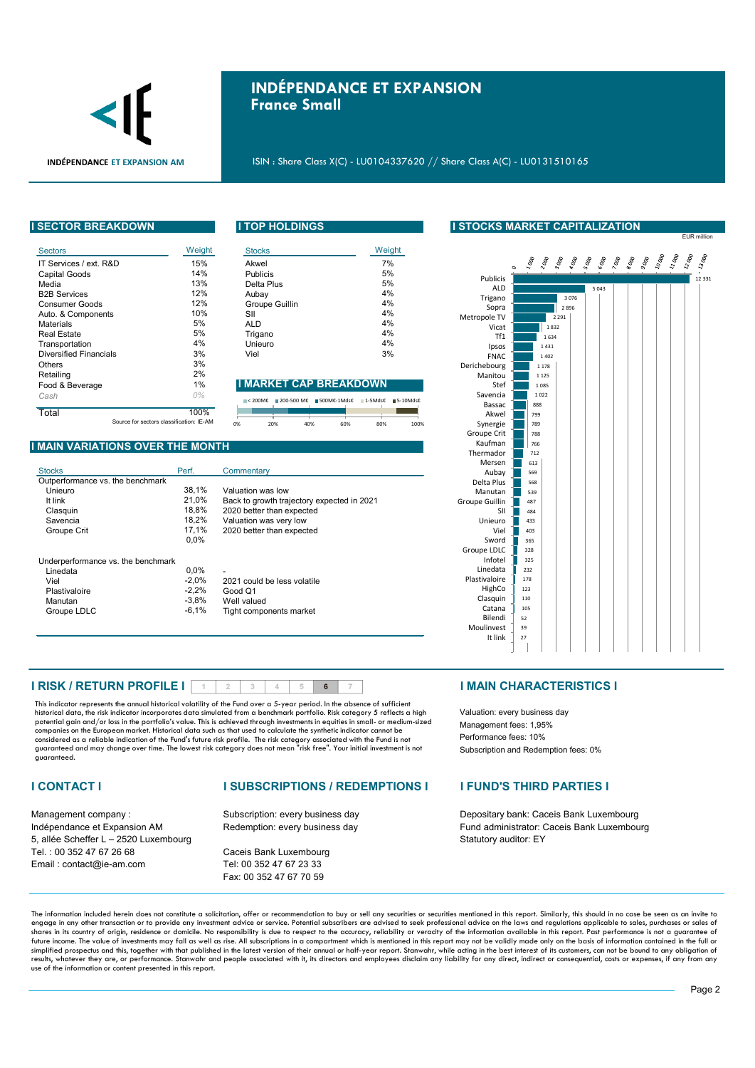# INDÉPENDANCE ET EXPANSION
## France Small

INDÉPENDANCE ET EXPANSION AM

ISIN : Share Class X(C) - LU0104337620 // Share Class A(C) - LU0131510165

## I SECTOR BREAKDOWN

| Sectors | Weight |
|---|---|
| IT Services / ext. R&D | 15% |
| Capital Goods | 14% |
| Media | 13% |
| B2B Services | 12% |
| Consumer Goods | 12% |
| Auto. & Components | 10% |
| Materials | 5% |
| Real Estate | 5% |
| Transportation | 4% |
| Diversified Financials | 3% |
| Others | 3% |
| Retailing | 2% |
| Food & Beverage | 1% |
| *Cash* | *0%* |
| Total | 100% |

Source for sectors classification: IE-AM

## I TOP HOLDINGS

| Stocks | Weight |
|---|---|
| Akwel | 7% |
| Publicis | 5% |
| Delta Plus | 5% |
| Aubay | 4% |
| Groupe Guillin | 4% |
| SII | 4% |
| ALD | 4% |
| Trigano | 4% |
| Unieuro | 4% |
| Viel | 3% |

## I MARKET CAP BREAKDOWN

< 200M€
200-500 M€
500M€-1Mds€
1-5Mds€
5-10Mds€

0% 20% 40% 60% 80% 100%

## I STOCKS MARKET CAPITALIZATION

EUR million

0 1 000 2 000 3 000 4 000 5 000 6 000 7 000 8 000 9 000 10 000 11 000 12 000 13 000

Publicis 12 331
ALD 5 043
Trigano 3 076
Sopra 2 896
Metropole TV 2 291
Vicat 1 832
Tf1 1 634
Ipsos 1 431
FNAC 1 402
Derichebourg 1 178
Manitou 1 125
Stef 1 085
Savencia 1 022
Bassac 888
Akwel 799
Synergie 789
Groupe Crit 788
Kaufman 766
Thermador 712
Mersen 613
Aubay 569
Delta Plus 568
Manutan 539
Groupe Guillin 487
SII 484
Unieuro 433
Viel 403
Sword 365
Groupe LDLC 328
Infotel 325
Linedata 232
Plastivaloire 178
HighCo 123
Clasquin 110
Catana 105
Bilendi 52
Moulinvest 39
It link 27

## I MAIN VARIATIONS OVER THE MONTH

| Stocks | Perf. | Commentary |
|---|---|---|
| **Outperformance vs. the benchmark** | | |
| Unieuro | 38,1% | Valuation was low |
| It link | 21,0% | Back to growth trajectory expected in 2021 |
| Clasquin | 18,8% | 2020 better than expected |
| Savencia | 18,2% | Valuation was very low |
| Groupe Crit | 17,1% | 2020 better than expected |
| | 0,0% | |
| **Underperformance vs. the benchmark** | | |
| Linedata | 0,0% | - |
| Viel | -2,0% | 2021 could be less volatile |
| Plastivaloire | -2,2% | Good Q1 |
| Manutan | -3,8% | Well valued |
| Groupe LDLC | -6,1% | Tight components market |

## I RISK / RETURN PROFILE I

1 2 3 4 5 **6** 7

This indicator represents the annual historical volatility of the Fund over a 5-year period. In the absence of sufficient historical data, the risk indicator incorporates data simulated from a benchmark portfolio. Risk category 5 reflects a high potential gain and/or loss in the portfolio's value. This is achieved through investments in equities in small- or medium-sized companies on the European market. Historical data such as that used to calculate the synthetic indicator cannot be considered as a reliable indication of the Fund's future risk profile. The risk category associated with the Fund is not guaranteed and may change over time. The lowest risk category does not mean "risk free". Your initial investment is not guaranteed.

## I MAIN CHARACTERISTICS I

Valuation: every business day
Management fees: 1,95%
Performance fees: 10%
Subscription and Redemption fees: 0%

## I CONTACT I

Management company :
Indépendance et Expansion AM
5, allée Scheffer L – 2520 Luxembourg
Tel. : 00 352 47 67 26 68
Email : contact@ie-am.com

## I SUBSCRIPTIONS / REDEMPTIONS I

Subscription: every business day
Redemption: every business day

Caceis Bank Luxembourg
Tel: 00 352 47 67 23 33
Fax: 00 352 47 67 70 59

## I FUND'S THIRD PARTIES I

Depositary bank: Caceis Bank Luxembourg
Fund administrator: Caceis Bank Luxembourg
Statutory auditor: EY

The information included herein does not constitute a solicitation, offer or recommendation to buy or sell any securities or securities mentioned in this report. Similarly, this should in no case be seen as an invite to engage in any other transaction or to provide any investment advice or service. Potential subscribers are advised to seek professional advice on the laws and regulations applicable to sales, purchases or sales of shares in its country of origin, residence or domicile. No responsibility is due to respect to the accuracy, reliability or veracity of the information available in this report. Past performance is not a guarantee of future income. The value of investments may fall as well as rise. All subscriptions in a compartment which is mentioned in this report may not be validly made only on the basis of information contained in the full or simplified prospectus and this, together with that published in the latest version of their annual or half-year report. Stanwahr, while acting in the best interest of its customers, can not be bound to any obligation of results, whatever they are, or performance. Stanwahr and people associated with it, its directors and employees disclaim any liability for any direct, indirect or consequential, costs or expenses, if any from any use of the information or content presented in this report.